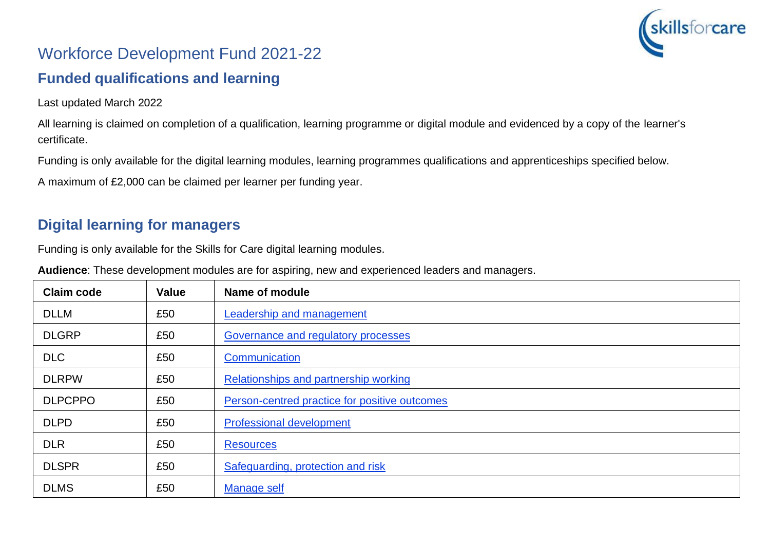# Workforce Development Fund 2021-22

## Funded qualifications and learning

Last updated March 2022

All learning is claimed on completion of a qualification, learning programme or digital module and evidenced by a copy of the learner's certificate.

Funding is only available for the digital learning modules, learning programmes qualifications and apprenticeships specified below.

A maximum of £2,000 can be claimed per learner per funding year.

## Digital learning for managers

Funding is only available for the Skills for Care digital learning modules.

**Audience**: These development modules are for aspiring, new and experienced leaders and managers.

| Claim code | Value | Name of module |
|---|---|---|
| DLLM | £50 | Leadership and management |
| DLGRP | £50 | Governance and regulatory processes |
| DLC | £50 | Communication |
| DLRPW | £50 | Relationships and partnership working |
| DLPCPPO | £50 | Person-centred practice for positive outcomes |
| DLPD | £50 | Professional development |
| DLR | £50 | Resources |
| DLSPR | £50 | Safeguarding, protection and risk |
| DLMS | £50 | Manage self |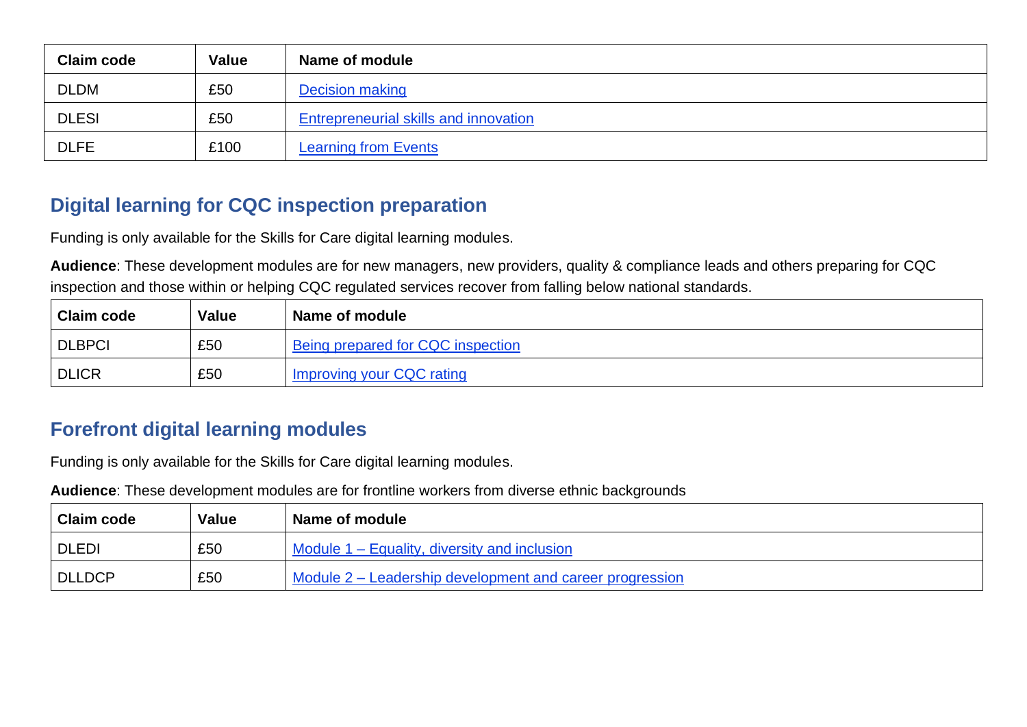| Claim code | Value | Name of module |
|---|---|---|
| DLDM | £50 | Decision making |
| DLESI | £50 | Entrepreneurial skills and innovation |
| DLFE | £100 | Learning from Events |

## Digital learning for CQC inspection preparation

Funding is only available for the Skills for Care digital learning modules.

**Audience**: These development modules are for new managers, new providers, quality & compliance leads and others preparing for CQC inspection and those within or helping CQC regulated services recover from falling below national standards.

| Claim code | Value | Name of module |
|---|---|---|
| DLBPCI | £50 | Being prepared for CQC inspection |
| DLICR | £50 | Improving your CQC rating |

## Forefront digital learning modules

Funding is only available for the Skills for Care digital learning modules.

**Audience**: These development modules are for frontline workers from diverse ethnic backgrounds

| Claim code | Value | Name of module |
|---|---|---|
| DLEDI | £50 | Module 1 – Equality, diversity and inclusion |
| DLLDCP | £50 | Module 2 – Leadership development and career progression |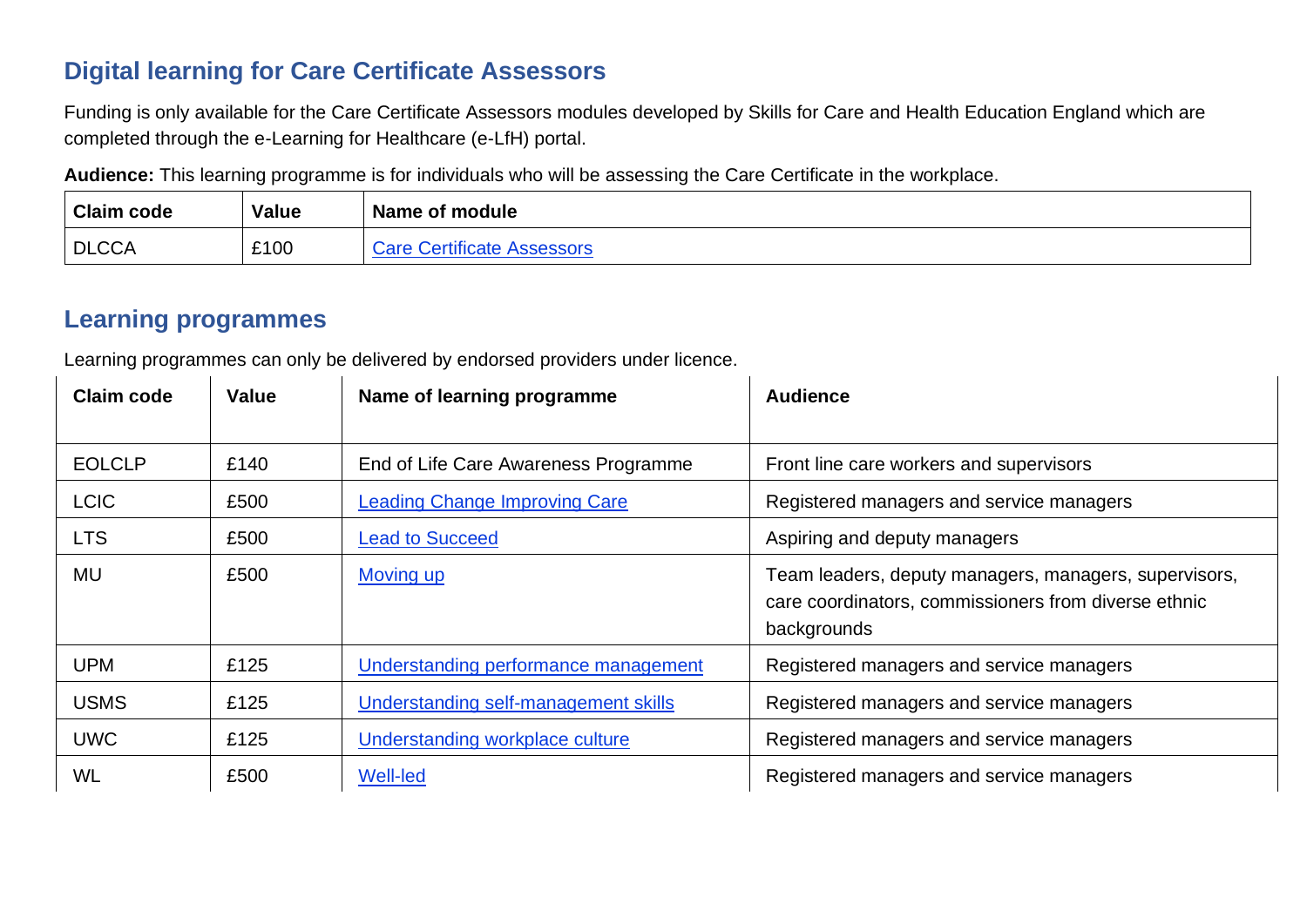## Digital learning for Care Certificate Assessors

Funding is only available for the Care Certificate Assessors modules developed by Skills for Care and Health Education England which are completed through the e-Learning for Healthcare (e-LfH) portal.

**Audience:** This learning programme is for individuals who will be assessing the Care Certificate in the workplace.

| Claim code | Value | Name of module |
| --- | --- | --- |
| DLCCA | £100 | Care Certificate Assessors |

## Learning programmes

Learning programmes can only be delivered by endorsed providers under licence.

| Claim code | Value | Name of learning programme | Audience |
| --- | --- | --- | --- |
| EOLCLP | £140 | End of Life Care Awareness Programme | Front line care workers and supervisors |
| LCIC | £500 | Leading Change Improving Care | Registered managers and service managers |
| LTS | £500 | Lead to Succeed | Aspiring and deputy managers |
| MU | £500 | Moving up | Team leaders, deputy managers, managers, supervisors, care coordinators, commissioners from diverse ethnic backgrounds |
| UPM | £125 | Understanding performance management | Registered managers and service managers |
| USMS | £125 | Understanding self-management skills | Registered managers and service managers |
| UWC | £125 | Understanding workplace culture | Registered managers and service managers |
| WL | £500 | Well-led | Registered managers and service managers |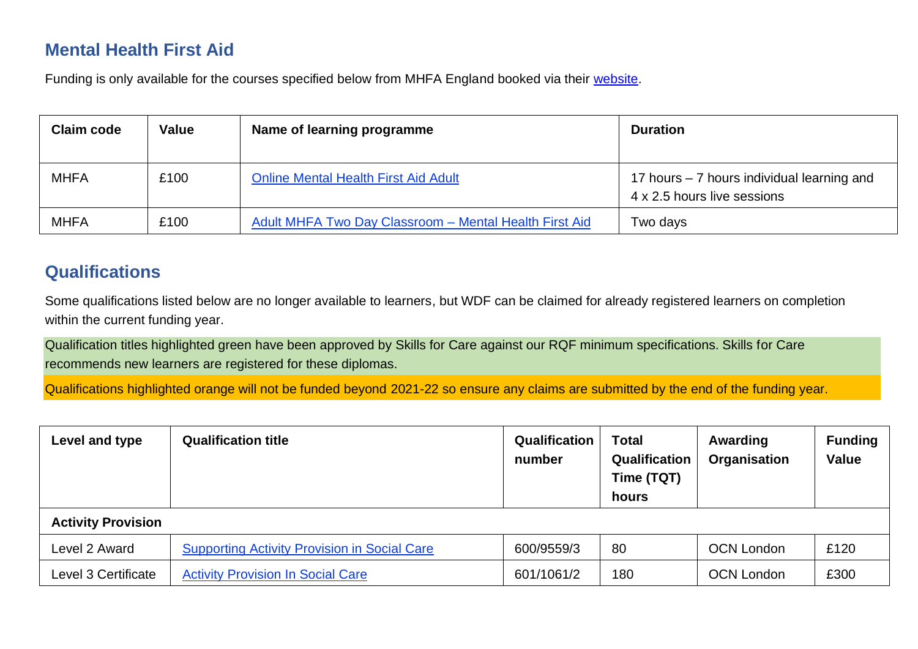## Mental Health First Aid

Funding is only available for the courses specified below from MHFA England booked via their website.

| Claim code | Value | Name of learning programme | Duration |
|---|---|---|---|
| MHFA | £100 | Online Mental Health First Aid Adult | 17 hours – 7 hours individual learning and 4 x 2.5 hours live sessions |
| MHFA | £100 | Adult MHFA Two Day Classroom – Mental Health First Aid | Two days |

## Qualifications

Some qualifications listed below are no longer available to learners, but WDF can be claimed for already registered learners on completion within the current funding year.

Qualification titles highlighted green have been approved by Skills for Care against our RQF minimum specifications. Skills for Care recommends new learners are registered for these diplomas.

Qualifications highlighted orange will not be funded beyond 2021-22 so ensure any claims are submitted by the end of the funding year.

| Level and type | Qualification title | Qualification number | Total Qualification Time (TQT) hours | Awarding Organisation | Funding Value |
|---|---|---|---|---|---|
| **Activity Provision** | | | | | |
| Level 2 Award | Supporting Activity Provision in Social Care | 600/9559/3 | 80 | OCN London | £120 |
| Level 3 Certificate | Activity Provision In Social Care | 601/1061/2 | 180 | OCN London | £300 |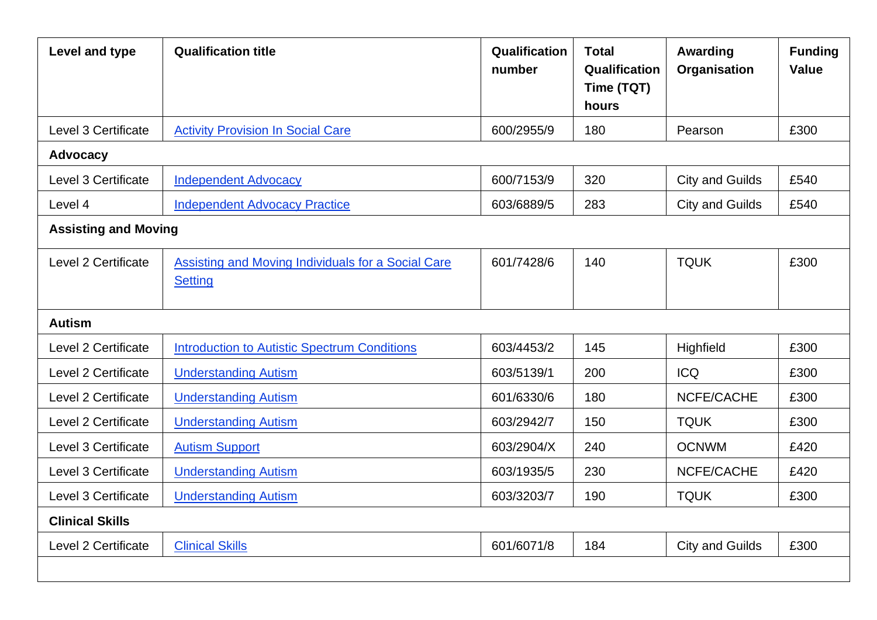| Level and type | Qualification title | Qualification number | Total Qualification Time (TQT) hours | Awarding Organisation | Funding Value |
|---|---|---|---|---|---|
| Level 3 Certificate | Activity Provision In Social Care | 600/2955/9 | 180 | Pearson | £300 |
| **Advocacy** | | | | | |
| Level 3 Certificate | Independent Advocacy | 600/7153/9 | 320 | City and Guilds | £540 |
| Level 4 | Independent Advocacy Practice | 603/6889/5 | 283 | City and Guilds | £540 |
| **Assisting and Moving** | | | | | |
| Level 2 Certificate | Assisting and Moving Individuals for a Social Care Setting | 601/7428/6 | 140 | TQUK | £300 |
| **Autism** | | | | | |
| Level 2 Certificate | Introduction to Autistic Spectrum Conditions | 603/4453/2 | 145 | Highfield | £300 |
| Level 2 Certificate | Understanding Autism | 603/5139/1 | 200 | ICQ | £300 |
| Level 2 Certificate | Understanding Autism | 601/6330/6 | 180 | NCFE/CACHE | £300 |
| Level 2 Certificate | Understanding Autism | 603/2942/7 | 150 | TQUK | £300 |
| Level 3 Certificate | Autism Support | 603/2904/X | 240 | OCNWM | £420 |
| Level 3 Certificate | Understanding Autism | 603/1935/5 | 230 | NCFE/CACHE | £420 |
| Level 3 Certificate | Understanding Autism | 603/3203/7 | 190 | TQUK | £300 |
| **Clinical Skills** | | | | | |
| Level 2 Certificate | Clinical Skills | 601/6071/8 | 184 | City and Guilds | £300 |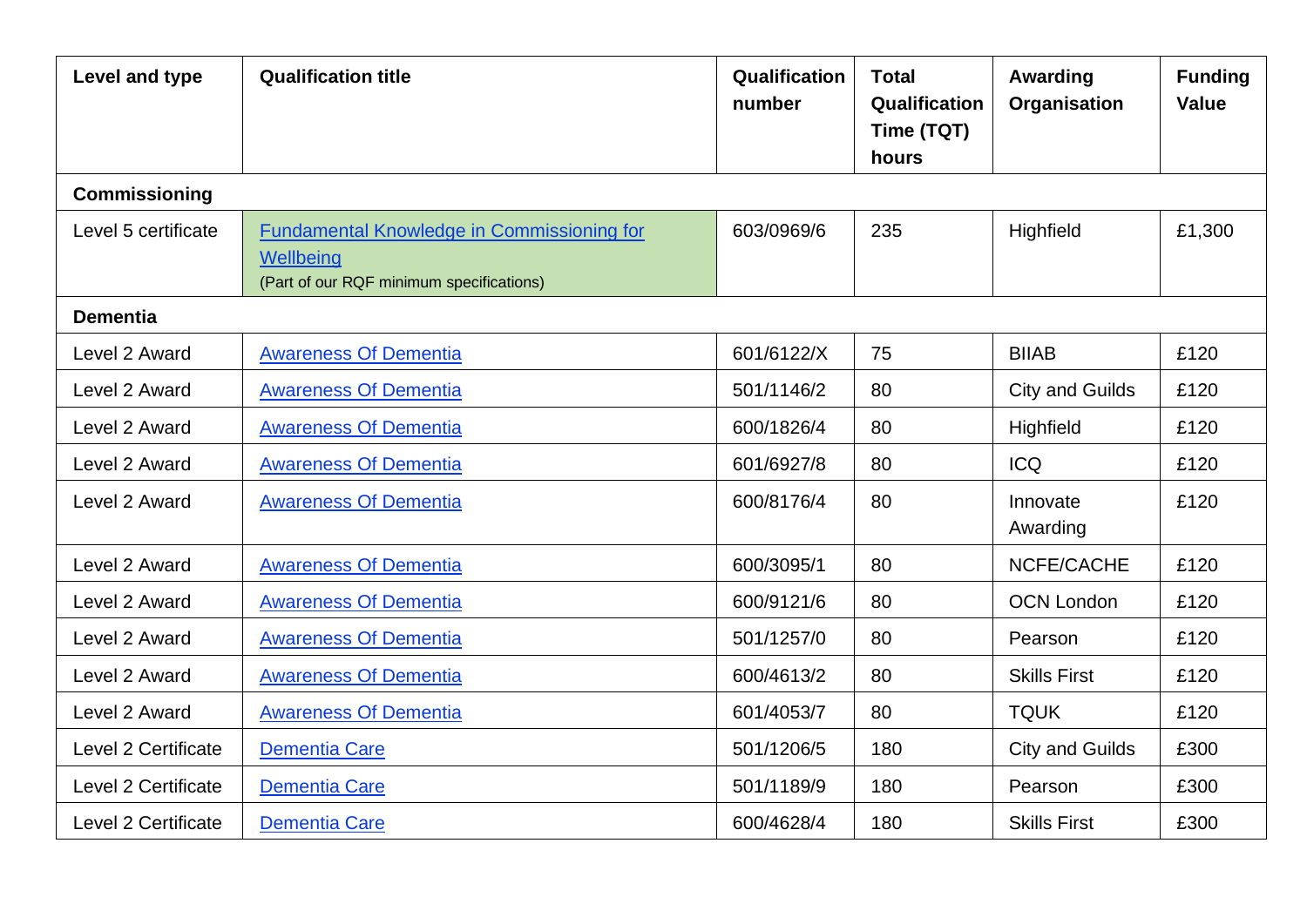| Level and type | Qualification title | Qualification number | Total Qualification Time (TQT) hours | Awarding Organisation | Funding Value |
|---|---|---|---|---|---|
| **Commissioning** | | | | | |
| Level 5 certificate | Fundamental Knowledge in Commissioning for Wellbeing (Part of our RQF minimum specifications) | 603/0969/6 | 235 | Highfield | £1,300 |
| **Dementia** | | | | | |
| Level 2 Award | Awareness Of Dementia | 601/6122/X | 75 | BIIAB | £120 |
| Level 2 Award | Awareness Of Dementia | 501/1146/2 | 80 | City and Guilds | £120 |
| Level 2 Award | Awareness Of Dementia | 600/1826/4 | 80 | Highfield | £120 |
| Level 2 Award | Awareness Of Dementia | 601/6927/8 | 80 | ICQ | £120 |
| Level 2 Award | Awareness Of Dementia | 600/8176/4 | 80 | Innovate Awarding | £120 |
| Level 2 Award | Awareness Of Dementia | 600/3095/1 | 80 | NCFE/CACHE | £120 |
| Level 2 Award | Awareness Of Dementia | 600/9121/6 | 80 | OCN London | £120 |
| Level 2 Award | Awareness Of Dementia | 501/1257/0 | 80 | Pearson | £120 |
| Level 2 Award | Awareness Of Dementia | 600/4613/2 | 80 | Skills First | £120 |
| Level 2 Award | Awareness Of Dementia | 601/4053/7 | 80 | TQUK | £120 |
| Level 2 Certificate | Dementia Care | 501/1206/5 | 180 | City and Guilds | £300 |
| Level 2 Certificate | Dementia Care | 501/1189/9 | 180 | Pearson | £300 |
| Level 2 Certificate | Dementia Care | 600/4628/4 | 180 | Skills First | £300 |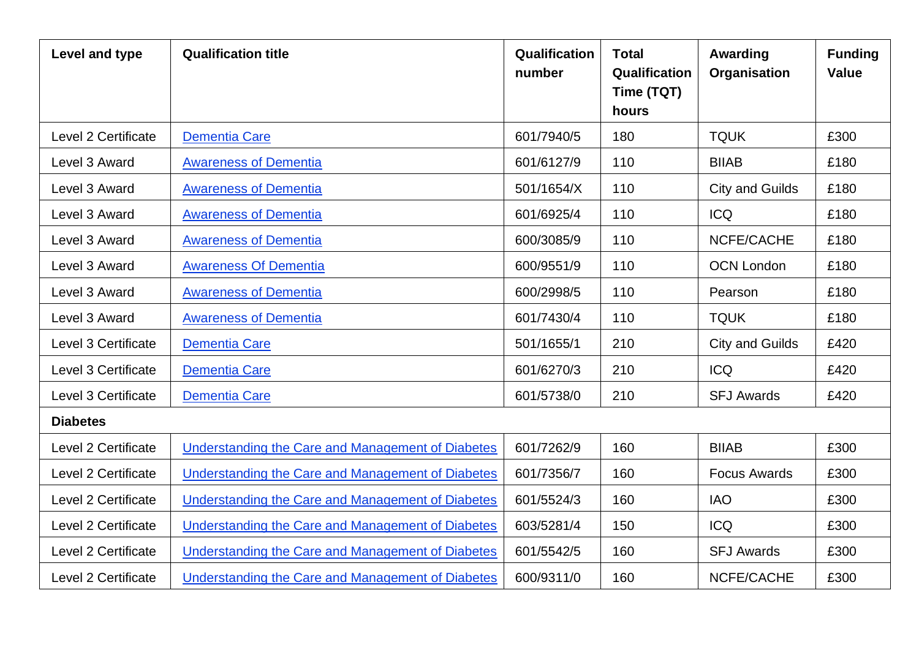| Level and type | Qualification title | Qualification number | Total Qualification Time (TQT) hours | Awarding Organisation | Funding Value |
|---|---|---|---|---|---|
| Level 2 Certificate | Dementia Care | 601/7940/5 | 180 | TQUK | £300 |
| Level 3 Award | Awareness of Dementia | 601/6127/9 | 110 | BIIAB | £180 |
| Level 3 Award | Awareness of Dementia | 501/1654/X | 110 | City and Guilds | £180 |
| Level 3 Award | Awareness of Dementia | 601/6925/4 | 110 | ICQ | £180 |
| Level 3 Award | Awareness of Dementia | 600/3085/9 | 110 | NCFE/CACHE | £180 |
| Level 3 Award | Awareness Of Dementia | 600/9551/9 | 110 | OCN London | £180 |
| Level 3 Award | Awareness of Dementia | 600/2998/5 | 110 | Pearson | £180 |
| Level 3 Award | Awareness of Dementia | 601/7430/4 | 110 | TQUK | £180 |
| Level 3 Certificate | Dementia Care | 501/1655/1 | 210 | City and Guilds | £420 |
| Level 3 Certificate | Dementia Care | 601/6270/3 | 210 | ICQ | £420 |
| Level 3 Certificate | Dementia Care | 601/5738/0 | 210 | SFJ Awards | £420 |
| **Diabetes** | | | | | |
| Level 2 Certificate | Understanding the Care and Management of Diabetes | 601/7262/9 | 160 | BIIAB | £300 |
| Level 2 Certificate | Understanding the Care and Management of Diabetes | 601/7356/7 | 160 | Focus Awards | £300 |
| Level 2 Certificate | Understanding the Care and Management of Diabetes | 601/5524/3 | 160 | IAO | £300 |
| Level 2 Certificate | Understanding the Care and Management of Diabetes | 603/5281/4 | 150 | ICQ | £300 |
| Level 2 Certificate | Understanding the Care and Management of Diabetes | 601/5542/5 | 160 | SFJ Awards | £300 |
| Level 2 Certificate | Understanding the Care and Management of Diabetes | 600/9311/0 | 160 | NCFE/CACHE | £300 |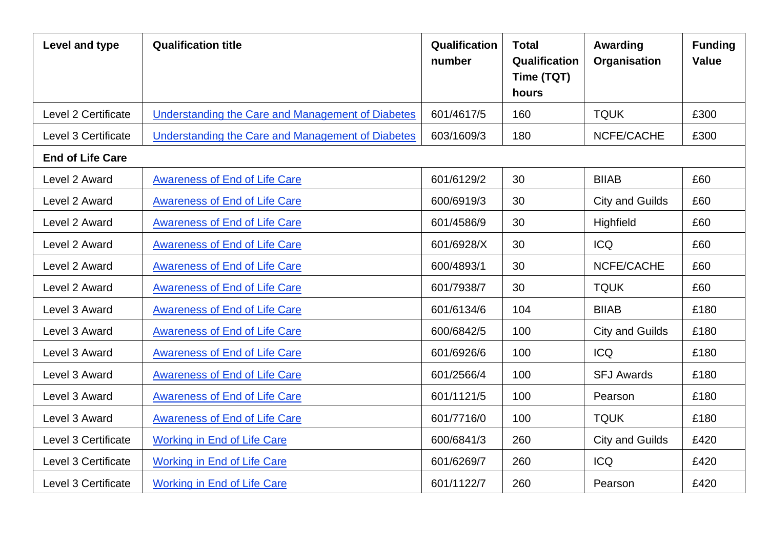| Level and type | Qualification title | Qualification number | Total Qualification Time (TQT) hours | Awarding Organisation | Funding Value |
|---|---|---|---|---|---|
| Level 2 Certificate | Understanding the Care and Management of Diabetes | 601/4617/5 | 160 | TQUK | £300 |
| Level 3 Certificate | Understanding the Care and Management of Diabetes | 603/1609/3 | 180 | NCFE/CACHE | £300 |
| **End of Life Care** | | | | | |
| Level 2 Award | Awareness of End of Life Care | 601/6129/2 | 30 | BIIAB | £60 |
| Level 2 Award | Awareness of End of Life Care | 600/6919/3 | 30 | City and Guilds | £60 |
| Level 2 Award | Awareness of End of Life Care | 601/4586/9 | 30 | Highfield | £60 |
| Level 2 Award | Awareness of End of Life Care | 601/6928/X | 30 | ICQ | £60 |
| Level 2 Award | Awareness of End of Life Care | 600/4893/1 | 30 | NCFE/CACHE | £60 |
| Level 2 Award | Awareness of End of Life Care | 601/7938/7 | 30 | TQUK | £60 |
| Level 3 Award | Awareness of End of Life Care | 601/6134/6 | 104 | BIIAB | £180 |
| Level 3 Award | Awareness of End of Life Care | 600/6842/5 | 100 | City and Guilds | £180 |
| Level 3 Award | Awareness of End of Life Care | 601/6926/6 | 100 | ICQ | £180 |
| Level 3 Award | Awareness of End of Life Care | 601/2566/4 | 100 | SFJ Awards | £180 |
| Level 3 Award | Awareness of End of Life Care | 601/1121/5 | 100 | Pearson | £180 |
| Level 3 Award | Awareness of End of Life Care | 601/7716/0 | 100 | TQUK | £180 |
| Level 3 Certificate | Working in End of Life Care | 600/6841/3 | 260 | City and Guilds | £420 |
| Level 3 Certificate | Working in End of Life Care | 601/6269/7 | 260 | ICQ | £420 |
| Level 3 Certificate | Working in End of Life Care | 601/1122/7 | 260 | Pearson | £420 |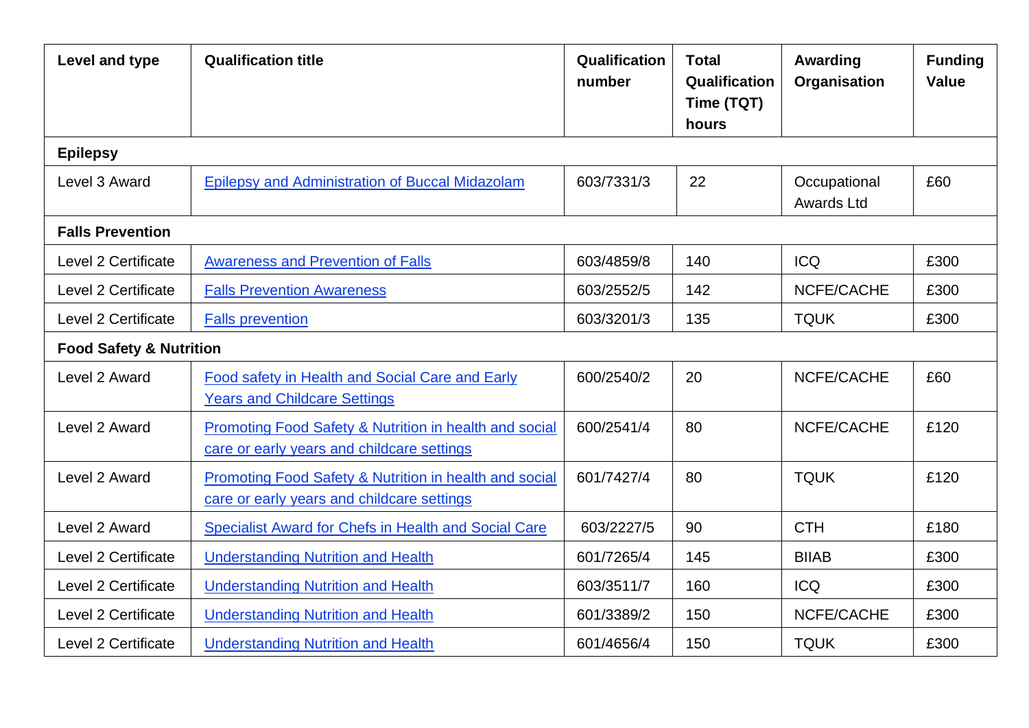| Level and type | Qualification title | Qualification number | Total Qualification Time (TQT) hours | Awarding Organisation | Funding Value |
|---|---|---|---|---|---|
| **Epilepsy** | | | | | |
| Level 3 Award | Epilepsy and Administration of Buccal Midazolam | 603/7331/3 | 22 | Occupational Awards Ltd | £60 |
| **Falls Prevention** | | | | | |
| Level 2 Certificate | Awareness and Prevention of Falls | 603/4859/8 | 140 | ICQ | £300 |
| Level 2 Certificate | Falls Prevention Awareness | 603/2552/5 | 142 | NCFE/CACHE | £300 |
| Level 2 Certificate | Falls prevention | 603/3201/3 | 135 | TQUK | £300 |
| **Food Safety & Nutrition** | | | | | |
| Level 2 Award | Food safety in Health and Social Care and Early Years and Childcare Settings | 600/2540/2 | 20 | NCFE/CACHE | £60 |
| Level 2 Award | Promoting Food Safety & Nutrition in health and social care or early years and childcare settings | 600/2541/4 | 80 | NCFE/CACHE | £120 |
| Level 2 Award | Promoting Food Safety & Nutrition in health and social care or early years and childcare settings | 601/7427/4 | 80 | TQUK | £120 |
| Level 2 Award | Specialist Award for Chefs in Health and Social Care | 603/2227/5 | 90 | CTH | £180 |
| Level 2 Certificate | Understanding Nutrition and Health | 601/7265/4 | 145 | BIIAB | £300 |
| Level 2 Certificate | Understanding Nutrition and Health | 603/3511/7 | 160 | ICQ | £300 |
| Level 2 Certificate | Understanding Nutrition and Health | 601/3389/2 | 150 | NCFE/CACHE | £300 |
| Level 2 Certificate | Understanding Nutrition and Health | 601/4656/4 | 150 | TQUK | £300 |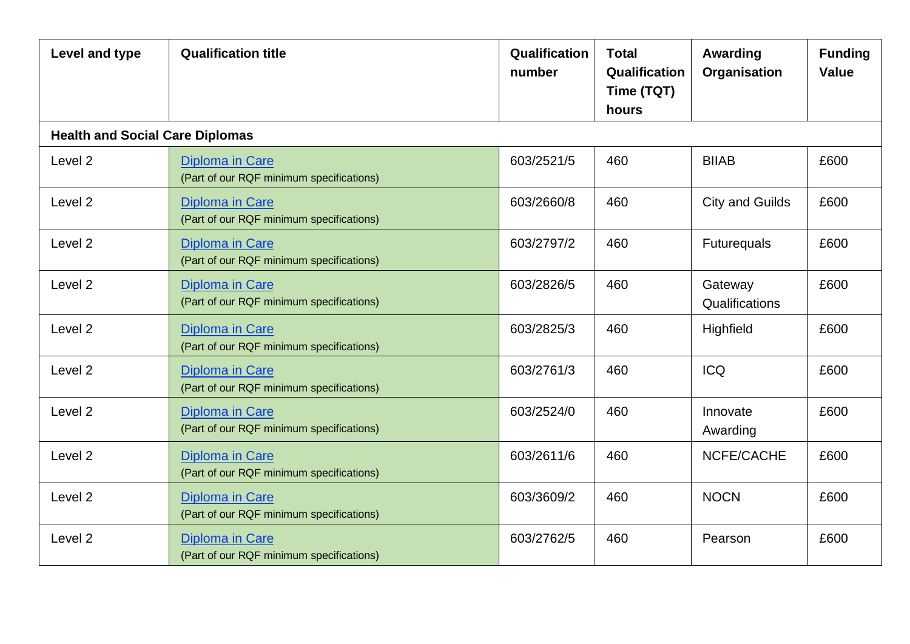| Level and type | Qualification title | Qualification number | Total Qualification Time (TQT) hours | Awarding Organisation | Funding Value |
|---|---|---|---|---|---|
| **Health and Social Care Diplomas** | | | | | |
| Level 2 | Diploma in Care (Part of our RQF minimum specifications) | 603/2521/5 | 460 | BIIAB | £600 |
| Level 2 | Diploma in Care (Part of our RQF minimum specifications) | 603/2660/8 | 460 | City and Guilds | £600 |
| Level 2 | Diploma in Care (Part of our RQF minimum specifications) | 603/2797/2 | 460 | Futurequals | £600 |
| Level 2 | Diploma in Care (Part of our RQF minimum specifications) | 603/2826/5 | 460 | Gateway Qualifications | £600 |
| Level 2 | Diploma in Care (Part of our RQF minimum specifications) | 603/2825/3 | 460 | Highfield | £600 |
| Level 2 | Diploma in Care (Part of our RQF minimum specifications) | 603/2761/3 | 460 | ICQ | £600 |
| Level 2 | Diploma in Care (Part of our RQF minimum specifications) | 603/2524/0 | 460 | Innovate Awarding | £600 |
| Level 2 | Diploma in Care (Part of our RQF minimum specifications) | 603/2611/6 | 460 | NCFE/CACHE | £600 |
| Level 2 | Diploma in Care (Part of our RQF minimum specifications) | 603/3609/2 | 460 | NOCN | £600 |
| Level 2 | Diploma in Care (Part of our RQF minimum specifications) | 603/2762/5 | 460 | Pearson | £600 |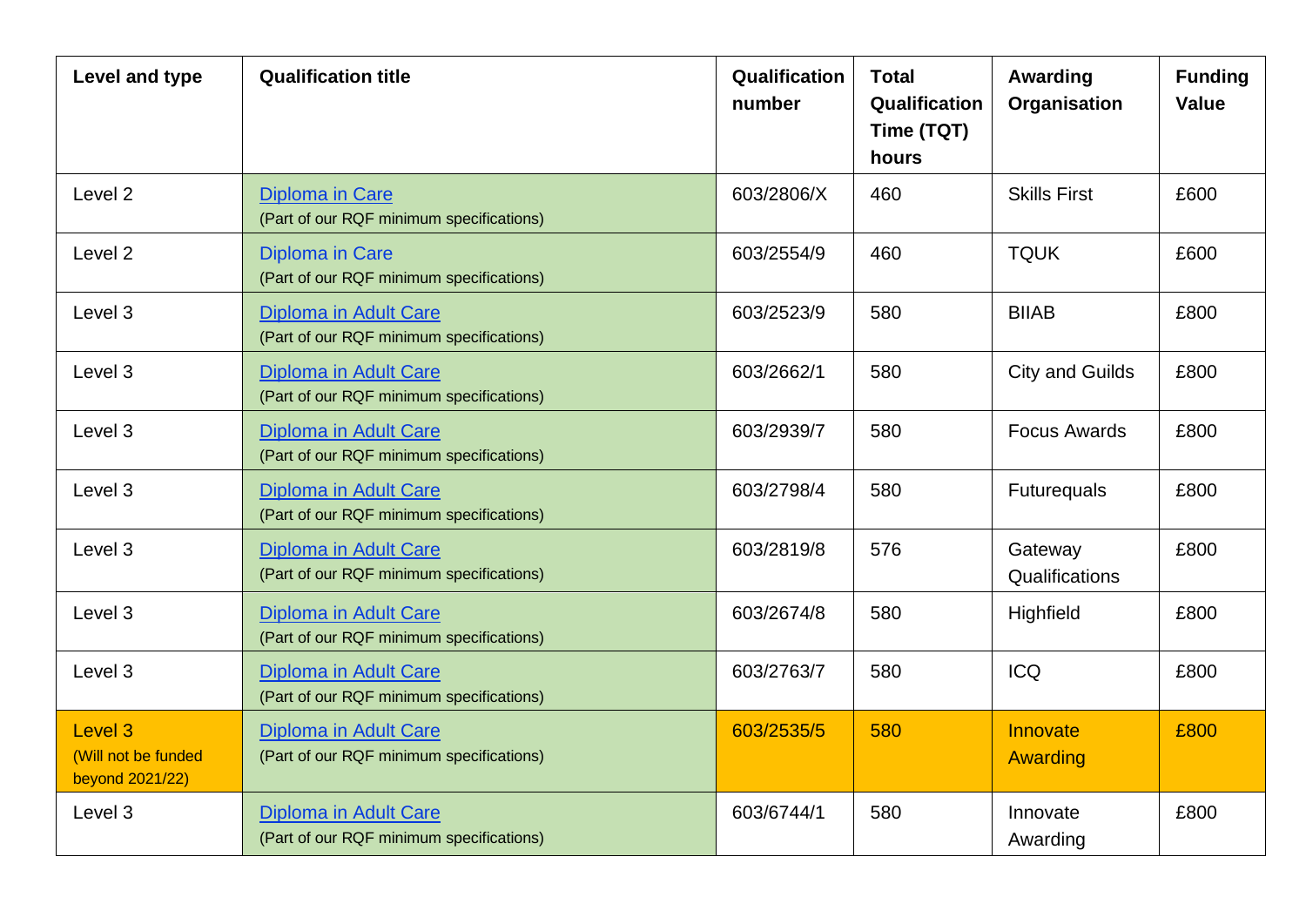| Level and type | Qualification title | Qualification number | Total Qualification Time (TQT) hours | Awarding Organisation | Funding Value |
|---|---|---|---|---|---|
| Level 2 | Diploma in Care (Part of our RQF minimum specifications) | 603/2806/X | 460 | Skills First | £600 |
| Level 2 | Diploma in Care (Part of our RQF minimum specifications) | 603/2554/9 | 460 | TQUK | £600 |
| Level 3 | Diploma in Adult Care (Part of our RQF minimum specifications) | 603/2523/9 | 580 | BIIAB | £800 |
| Level 3 | Diploma in Adult Care (Part of our RQF minimum specifications) | 603/2662/1 | 580 | City and Guilds | £800 |
| Level 3 | Diploma in Adult Care (Part of our RQF minimum specifications) | 603/2939/7 | 580 | Focus Awards | £800 |
| Level 3 | Diploma in Adult Care (Part of our RQF minimum specifications) | 603/2798/4 | 580 | Futurequals | £800 |
| Level 3 | Diploma in Adult Care (Part of our RQF minimum specifications) | 603/2819/8 | 576 | Gateway Qualifications | £800 |
| Level 3 | Diploma in Adult Care (Part of our RQF minimum specifications) | 603/2674/8 | 580 | Highfield | £800 |
| Level 3 | Diploma in Adult Care (Part of our RQF minimum specifications) | 603/2763/7 | 580 | ICQ | £800 |
| Level 3 (Will not be funded beyond 2021/22) | Diploma in Adult Care (Part of our RQF minimum specifications) | 603/2535/5 | 580 | Innovate Awarding | £800 |
| Level 3 | Diploma in Adult Care (Part of our RQF minimum specifications) | 603/6744/1 | 580 | Innovate Awarding | £800 |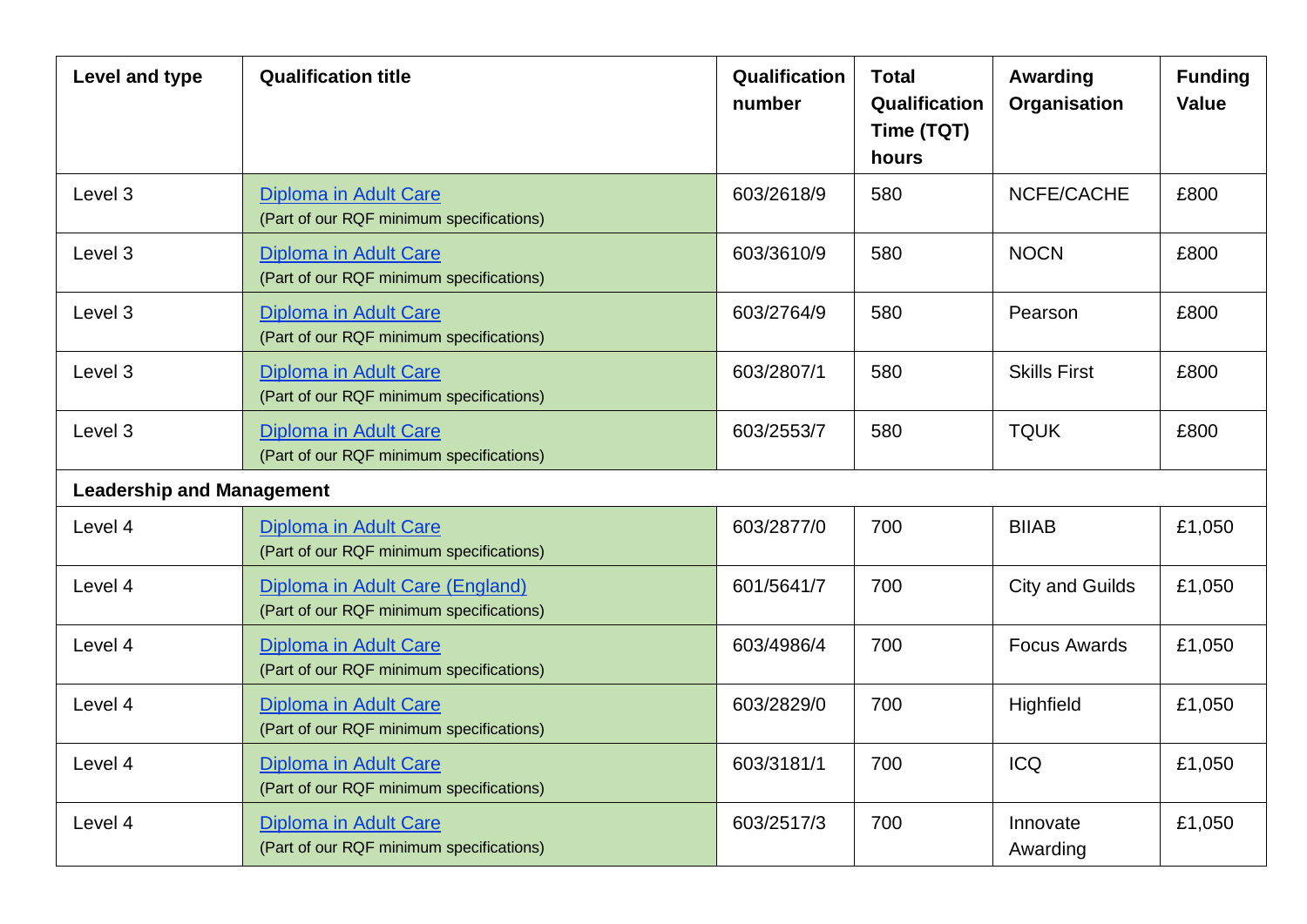| Level and type | Qualification title | Qualification number | Total Qualification Time (TQT) hours | Awarding Organisation | Funding Value |
|---|---|---|---|---|---|
| Level 3 | Diploma in Adult Care (Part of our RQF minimum specifications) | 603/2618/9 | 580 | NCFE/CACHE | £800 |
| Level 3 | Diploma in Adult Care (Part of our RQF minimum specifications) | 603/3610/9 | 580 | NOCN | £800 |
| Level 3 | Diploma in Adult Care (Part of our RQF minimum specifications) | 603/2764/9 | 580 | Pearson | £800 |
| Level 3 | Diploma in Adult Care (Part of our RQF minimum specifications) | 603/2807/1 | 580 | Skills First | £800 |
| Level 3 | Diploma in Adult Care (Part of our RQF minimum specifications) | 603/2553/7 | 580 | TQUK | £800 |
| **Leadership and Management** | | | | | |
| Level 4 | Diploma in Adult Care (Part of our RQF minimum specifications) | 603/2877/0 | 700 | BIIAB | £1,050 |
| Level 4 | Diploma in Adult Care (England) (Part of our RQF minimum specifications) | 601/5641/7 | 700 | City and Guilds | £1,050 |
| Level 4 | Diploma in Adult Care (Part of our RQF minimum specifications) | 603/4986/4 | 700 | Focus Awards | £1,050 |
| Level 4 | Diploma in Adult Care (Part of our RQF minimum specifications) | 603/2829/0 | 700 | Highfield | £1,050 |
| Level 4 | Diploma in Adult Care (Part of our RQF minimum specifications) | 603/3181/1 | 700 | ICQ | £1,050 |
| Level 4 | Diploma in Adult Care (Part of our RQF minimum specifications) | 603/2517/3 | 700 | Innovate Awarding | £1,050 |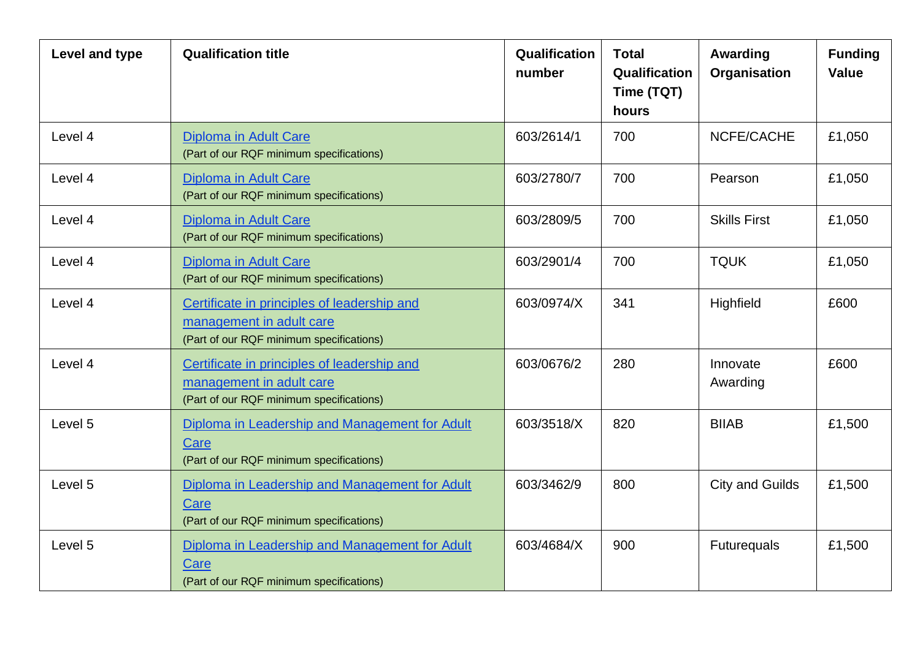| Level and type | Qualification title | Qualification number | Total Qualification Time (TQT) hours | Awarding Organisation | Funding Value |
|---|---|---|---|---|---|
| Level 4 | Diploma in Adult Care (Part of our RQF minimum specifications) | 603/2614/1 | 700 | NCFE/CACHE | £1,050 |
| Level 4 | Diploma in Adult Care (Part of our RQF minimum specifications) | 603/2780/7 | 700 | Pearson | £1,050 |
| Level 4 | Diploma in Adult Care (Part of our RQF minimum specifications) | 603/2809/5 | 700 | Skills First | £1,050 |
| Level 4 | Diploma in Adult Care (Part of our RQF minimum specifications) | 603/2901/4 | 700 | TQUK | £1,050 |
| Level 4 | Certificate in principles of leadership and management in adult care (Part of our RQF minimum specifications) | 603/0974/X | 341 | Highfield | £600 |
| Level 4 | Certificate in principles of leadership and management in adult care (Part of our RQF minimum specifications) | 603/0676/2 | 280 | Innovate Awarding | £600 |
| Level 5 | Diploma in Leadership and Management for Adult Care (Part of our RQF minimum specifications) | 603/3518/X | 820 | BIIAB | £1,500 |
| Level 5 | Diploma in Leadership and Management for Adult Care (Part of our RQF minimum specifications) | 603/3462/9 | 800 | City and Guilds | £1,500 |
| Level 5 | Diploma in Leadership and Management for Adult Care (Part of our RQF minimum specifications) | 603/4684/X | 900 | Futurequals | £1,500 |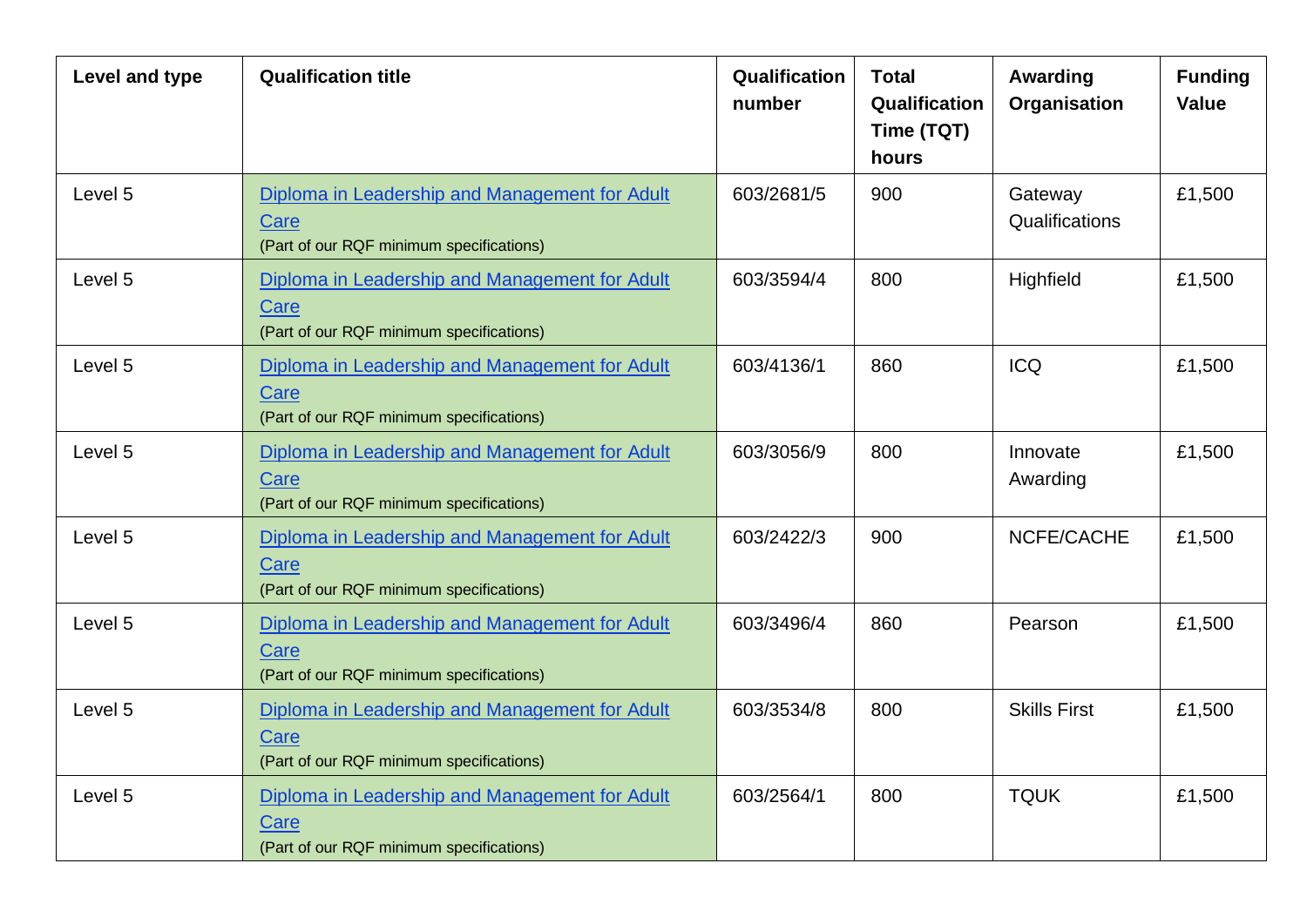| Level and type | Qualification title | Qualification number | Total Qualification Time (TQT) hours | Awarding Organisation | Funding Value |
|---|---|---|---|---|---|
| Level 5 | Diploma in Leadership and Management for Adult Care (Part of our RQF minimum specifications) | 603/2681/5 | 900 | Gateway Qualifications | £1,500 |
| Level 5 | Diploma in Leadership and Management for Adult Care (Part of our RQF minimum specifications) | 603/3594/4 | 800 | Highfield | £1,500 |
| Level 5 | Diploma in Leadership and Management for Adult Care (Part of our RQF minimum specifications) | 603/4136/1 | 860 | ICQ | £1,500 |
| Level 5 | Diploma in Leadership and Management for Adult Care (Part of our RQF minimum specifications) | 603/3056/9 | 800 | Innovate Awarding | £1,500 |
| Level 5 | Diploma in Leadership and Management for Adult Care (Part of our RQF minimum specifications) | 603/2422/3 | 900 | NCFE/CACHE | £1,500 |
| Level 5 | Diploma in Leadership and Management for Adult Care (Part of our RQF minimum specifications) | 603/3496/4 | 860 | Pearson | £1,500 |
| Level 5 | Diploma in Leadership and Management for Adult Care (Part of our RQF minimum specifications) | 603/3534/8 | 800 | Skills First | £1,500 |
| Level 5 | Diploma in Leadership and Management for Adult Care (Part of our RQF minimum specifications) | 603/2564/1 | 800 | TQUK | £1,500 |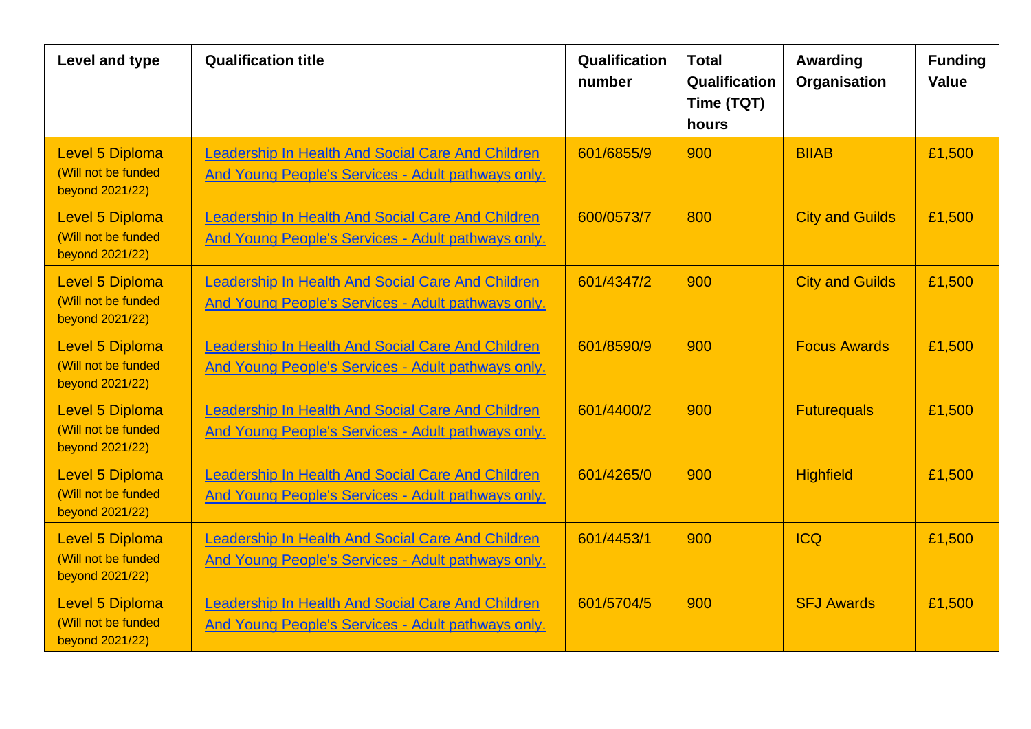| Level and type | Qualification title | Qualification number | Total Qualification Time (TQT) hours | Awarding Organisation | Funding Value |
|---|---|---|---|---|---|
| Level 5 Diploma (Will not be funded beyond 2021/22) | Leadership In Health And Social Care And Children And Young People's Services - Adult pathways only. | 601/6855/9 | 900 | BIIAB | £1,500 |
| Level 5 Diploma (Will not be funded beyond 2021/22) | Leadership In Health And Social Care And Children And Young People's Services - Adult pathways only. | 600/0573/7 | 800 | City and Guilds | £1,500 |
| Level 5 Diploma (Will not be funded beyond 2021/22) | Leadership In Health And Social Care And Children And Young People's Services - Adult pathways only. | 601/4347/2 | 900 | City and Guilds | £1,500 |
| Level 5 Diploma (Will not be funded beyond 2021/22) | Leadership In Health And Social Care And Children And Young People's Services - Adult pathways only. | 601/8590/9 | 900 | Focus Awards | £1,500 |
| Level 5 Diploma (Will not be funded beyond 2021/22) | Leadership In Health And Social Care And Children And Young People's Services - Adult pathways only. | 601/4400/2 | 900 | Futurequals | £1,500 |
| Level 5 Diploma (Will not be funded beyond 2021/22) | Leadership In Health And Social Care And Children And Young People's Services - Adult pathways only. | 601/4265/0 | 900 | Highfield | £1,500 |
| Level 5 Diploma (Will not be funded beyond 2021/22) | Leadership In Health And Social Care And Children And Young People's Services - Adult pathways only. | 601/4453/1 | 900 | ICQ | £1,500 |
| Level 5 Diploma (Will not be funded beyond 2021/22) | Leadership In Health And Social Care And Children And Young People's Services - Adult pathways only. | 601/5704/5 | 900 | SFJ Awards | £1,500 |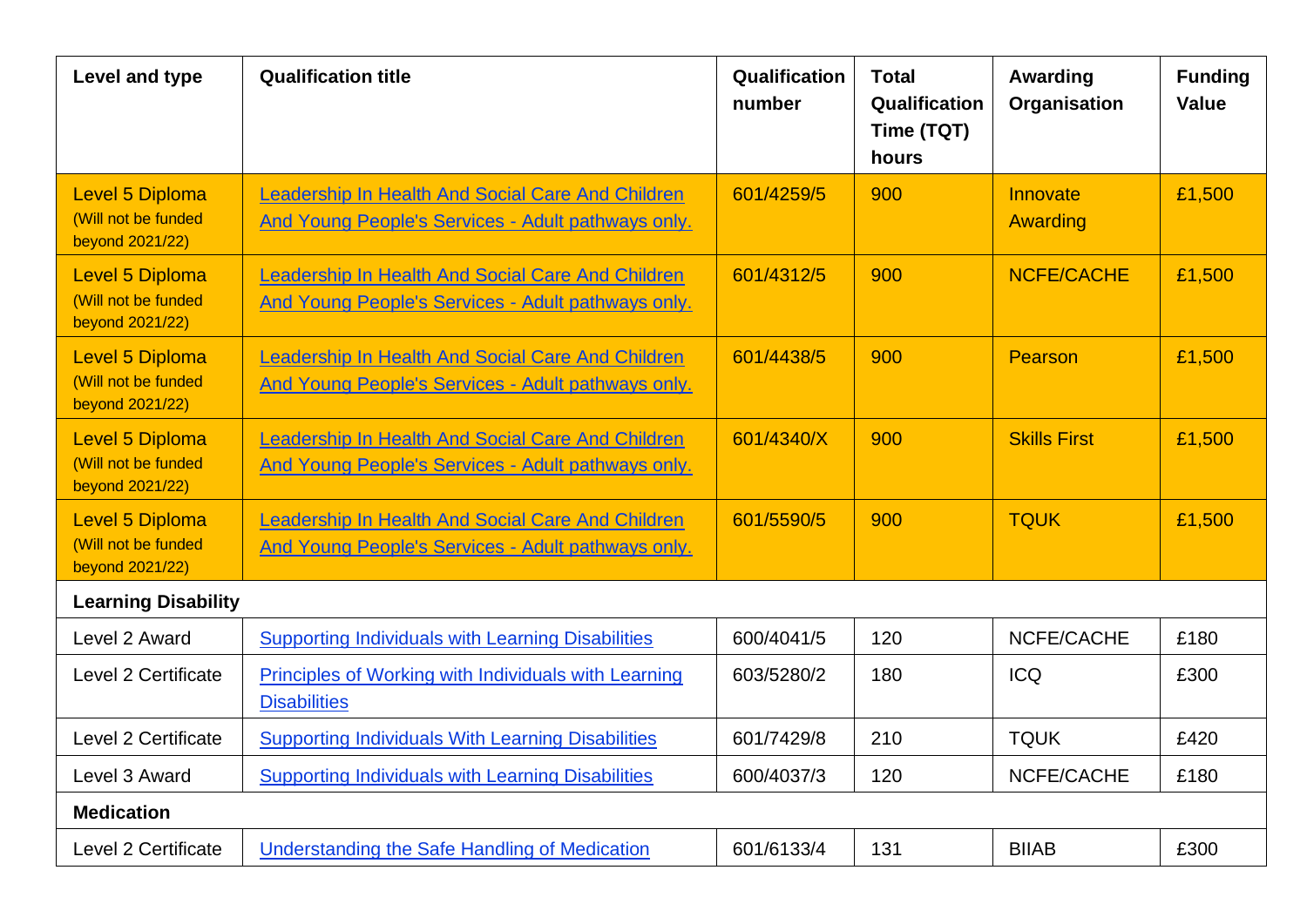| Level and type | Qualification title | Qualification number | Total Qualification Time (TQT) hours | Awarding Organisation | Funding Value |
|---|---|---|---|---|---|
| Level 5 Diploma (Will not be funded beyond 2021/22) | Leadership In Health And Social Care And Children And Young People's Services - Adult pathways only. | 601/4259/5 | 900 | Innovate Awarding | £1,500 |
| Level 5 Diploma (Will not be funded beyond 2021/22) | Leadership In Health And Social Care And Children And Young People's Services - Adult pathways only. | 601/4312/5 | 900 | NCFE/CACHE | £1,500 |
| Level 5 Diploma (Will not be funded beyond 2021/22) | Leadership In Health And Social Care And Children And Young People's Services - Adult pathways only. | 601/4438/5 | 900 | Pearson | £1,500 |
| Level 5 Diploma (Will not be funded beyond 2021/22) | Leadership In Health And Social Care And Children And Young People's Services - Adult pathways only. | 601/4340/X | 900 | Skills First | £1,500 |
| Level 5 Diploma (Will not be funded beyond 2021/22) | Leadership In Health And Social Care And Children And Young People's Services - Adult pathways only. | 601/5590/5 | 900 | TQUK | £1,500 |
| **Learning Disability** | | | | | |
| Level 2 Award | Supporting Individuals with Learning Disabilities | 600/4041/5 | 120 | NCFE/CACHE | £180 |
| Level 2 Certificate | Principles of Working with Individuals with Learning Disabilities | 603/5280/2 | 180 | ICQ | £300 |
| Level 2 Certificate | Supporting Individuals With Learning Disabilities | 601/7429/8 | 210 | TQUK | £420 |
| Level 3 Award | Supporting Individuals with Learning Disabilities | 600/4037/3 | 120 | NCFE/CACHE | £180 |
| **Medication** | | | | | |
| Level 2 Certificate | Understanding the Safe Handling of Medication | 601/6133/4 | 131 | BIIAB | £300 |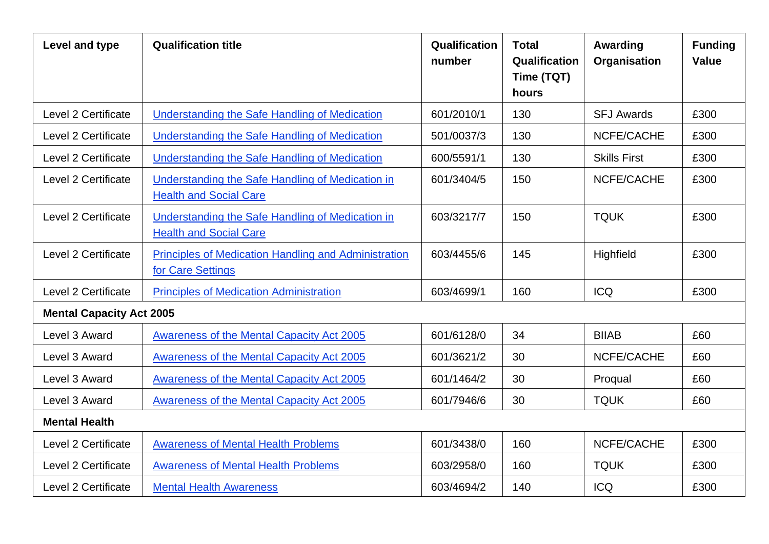| Level and type | Qualification title | Qualification number | Total Qualification Time (TQT) hours | Awarding Organisation | Funding Value |
|---|---|---|---|---|---|
| Level 2 Certificate | Understanding the Safe Handling of Medication | 601/2010/1 | 130 | SFJ Awards | £300 |
| Level 2 Certificate | Understanding the Safe Handling of Medication | 501/0037/3 | 130 | NCFE/CACHE | £300 |
| Level 2 Certificate | Understanding the Safe Handling of Medication | 600/5591/1 | 130 | Skills First | £300 |
| Level 2 Certificate | Understanding the Safe Handling of Medication in Health and Social Care | 601/3404/5 | 150 | NCFE/CACHE | £300 |
| Level 2 Certificate | Understanding the Safe Handling of Medication in Health and Social Care | 603/3217/7 | 150 | TQUK | £300 |
| Level 2 Certificate | Principles of Medication Handling and Administration for Care Settings | 603/4455/6 | 145 | Highfield | £300 |
| Level 2 Certificate | Principles of Medication Administration | 603/4699/1 | 160 | ICQ | £300 |
| **Mental Capacity Act 2005** | | | | | |
| Level 3 Award | Awareness of the Mental Capacity Act 2005 | 601/6128/0 | 34 | BIIAB | £60 |
| Level 3 Award | Awareness of the Mental Capacity Act 2005 | 601/3621/2 | 30 | NCFE/CACHE | £60 |
| Level 3 Award | Awareness of the Mental Capacity Act 2005 | 601/1464/2 | 30 | Proqual | £60 |
| Level 3 Award | Awareness of the Mental Capacity Act 2005 | 601/7946/6 | 30 | TQUK | £60 |
| **Mental Health** | | | | | |
| Level 2 Certificate | Awareness of Mental Health Problems | 601/3438/0 | 160 | NCFE/CACHE | £300 |
| Level 2 Certificate | Awareness of Mental Health Problems | 603/2958/0 | 160 | TQUK | £300 |
| Level 2 Certificate | Mental Health Awareness | 603/4694/2 | 140 | ICQ | £300 |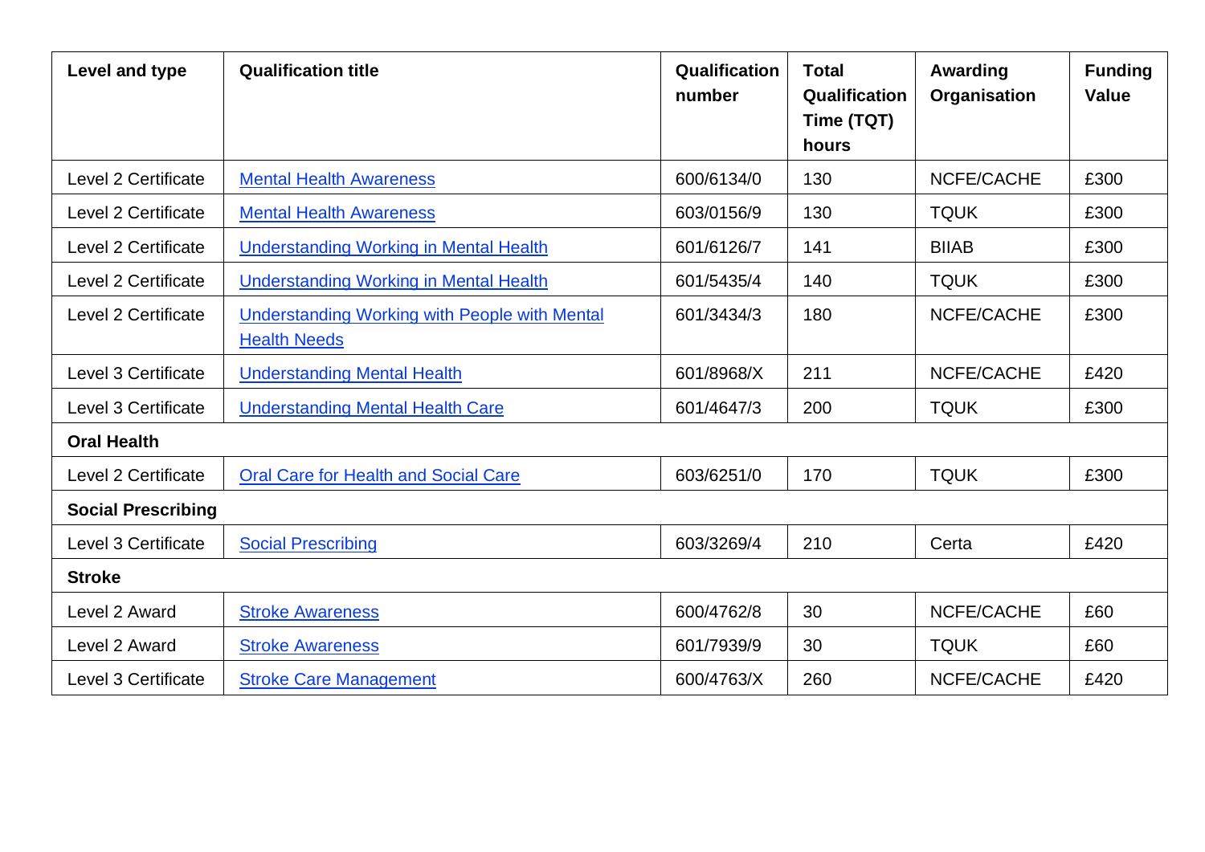| Level and type | Qualification title | Qualification number | Total Qualification Time (TQT) hours | Awarding Organisation | Funding Value |
|---|---|---|---|---|---|
| Level 2 Certificate | Mental Health Awareness | 600/6134/0 | 130 | NCFE/CACHE | £300 |
| Level 2 Certificate | Mental Health Awareness | 603/0156/9 | 130 | TQUK | £300 |
| Level 2 Certificate | Understanding Working in Mental Health | 601/6126/7 | 141 | BIIAB | £300 |
| Level 2 Certificate | Understanding Working in Mental Health | 601/5435/4 | 140 | TQUK | £300 |
| Level 2 Certificate | Understanding Working with People with Mental Health Needs | 601/3434/3 | 180 | NCFE/CACHE | £300 |
| Level 3 Certificate | Understanding Mental Health | 601/8968/X | 211 | NCFE/CACHE | £420 |
| Level 3 Certificate | Understanding Mental Health Care | 601/4647/3 | 200 | TQUK | £300 |
| **Oral Health** | | | | | |
| Level 2 Certificate | Oral Care for Health and Social Care | 603/6251/0 | 170 | TQUK | £300 |
| **Social Prescribing** | | | | | |
| Level 3 Certificate | Social Prescribing | 603/3269/4 | 210 | Certa | £420 |
| **Stroke** | | | | | |
| Level 2 Award | Stroke Awareness | 600/4762/8 | 30 | NCFE/CACHE | £60 |
| Level 2 Award | Stroke Awareness | 601/7939/9 | 30 | TQUK | £60 |
| Level 3 Certificate | Stroke Care Management | 600/4763/X | 260 | NCFE/CACHE | £420 |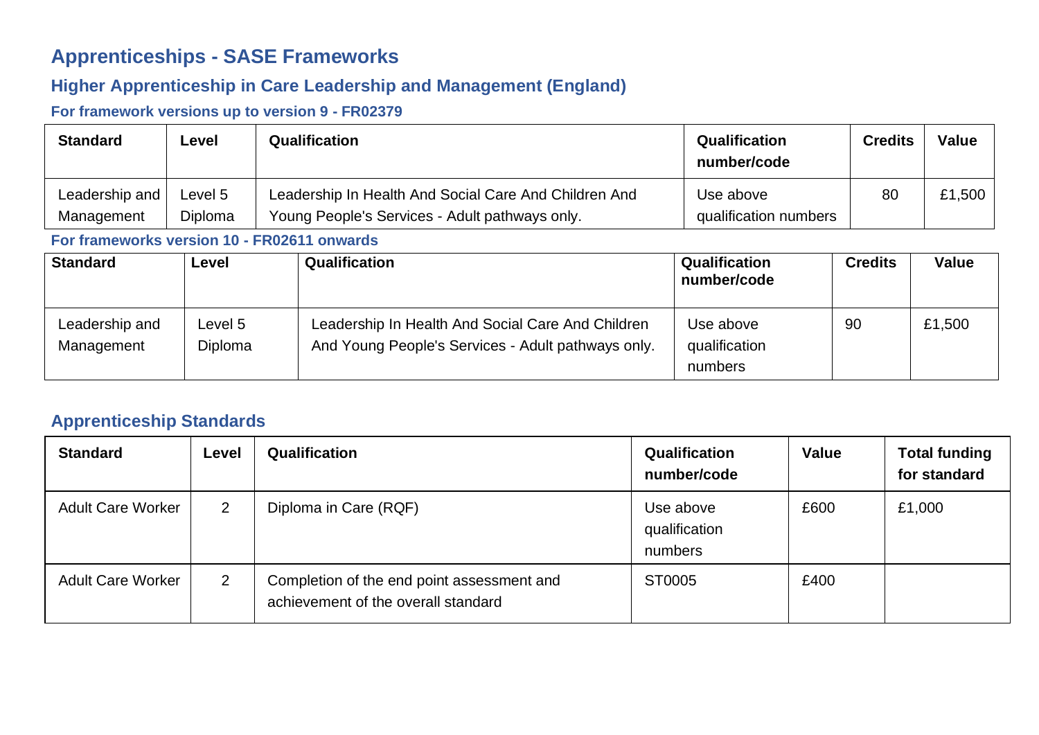## Apprenticeships - SASE Frameworks

### Higher Apprenticeship in Care Leadership and Management (England)

#### For framework versions up to version 9 - FR02379

| Standard | Level | Qualification | Qualification number/code | Credits | Value |
|---|---|---|---|---|---|
| Leadership and Management | Level 5 Diploma | Leadership In Health And Social Care And Children And Young People's Services - Adult pathways only. | Use above qualification numbers | 80 | £1,500 |

#### For frameworks version 10 - FR02611 onwards

| Standard | Level | Qualification | Qualification number/code | Credits | Value |
|---|---|---|---|---|---|
| Leadership and Management | Level 5 Diploma | Leadership In Health And Social Care And Children And Young People's Services - Adult pathways only. | Use above qualification numbers | 90 | £1,500 |

### Apprenticeship Standards

| Standard | Level | Qualification | Qualification number/code | Value | Total funding for standard |
|---|---|---|---|---|---|
| Adult Care Worker | 2 | Diploma in Care (RQF) | Use above qualification numbers | £600 | £1,000 |
| Adult Care Worker | 2 | Completion of the end point assessment and achievement of the overall standard | ST0005 | £400 | |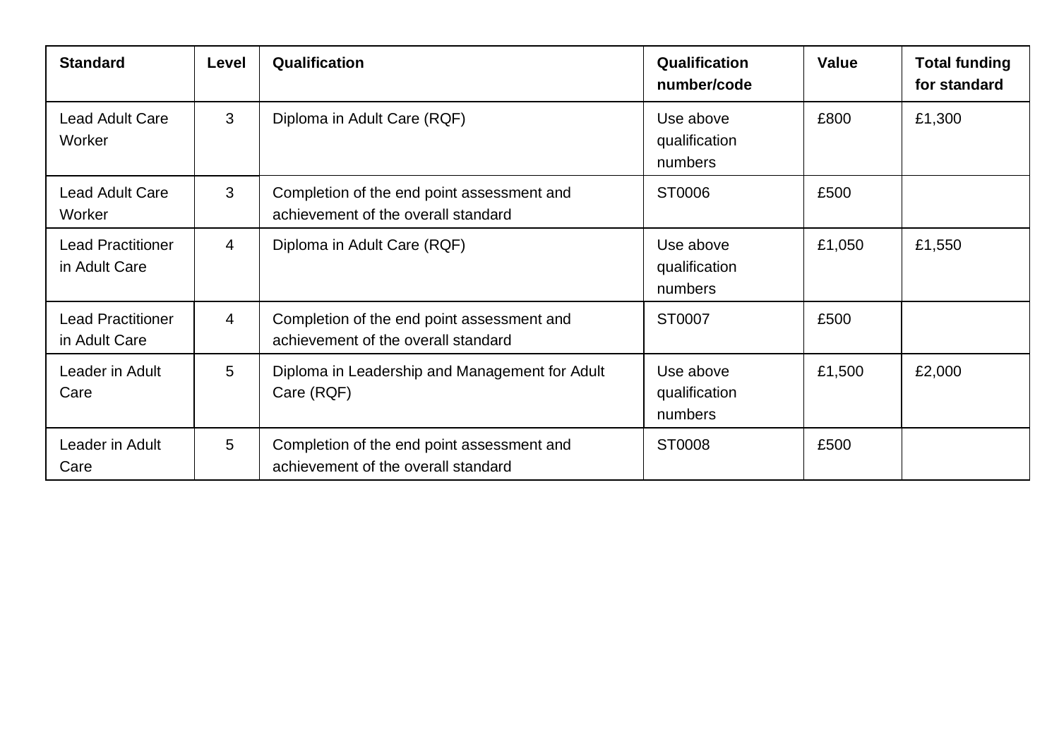| Standard | Level | Qualification | Qualification number/code | Value | Total funding for standard |
|---|---|---|---|---|---|
| Lead Adult Care Worker | 3 | Diploma in Adult Care (RQF) | Use above qualification numbers | £800 | £1,300 |
| Lead Adult Care Worker | 3 | Completion of the end point assessment and achievement of the overall standard | ST0006 | £500 | |
| Lead Practitioner in Adult Care | 4 | Diploma in Adult Care (RQF) | Use above qualification numbers | £1,050 | £1,550 |
| Lead Practitioner in Adult Care | 4 | Completion of the end point assessment and achievement of the overall standard | ST0007 | £500 | |
| Leader in Adult Care | 5 | Diploma in Leadership and Management for Adult Care (RQF) | Use above qualification numbers | £1,500 | £2,000 |
| Leader in Adult Care | 5 | Completion of the end point assessment and achievement of the overall standard | ST0008 | £500 | |